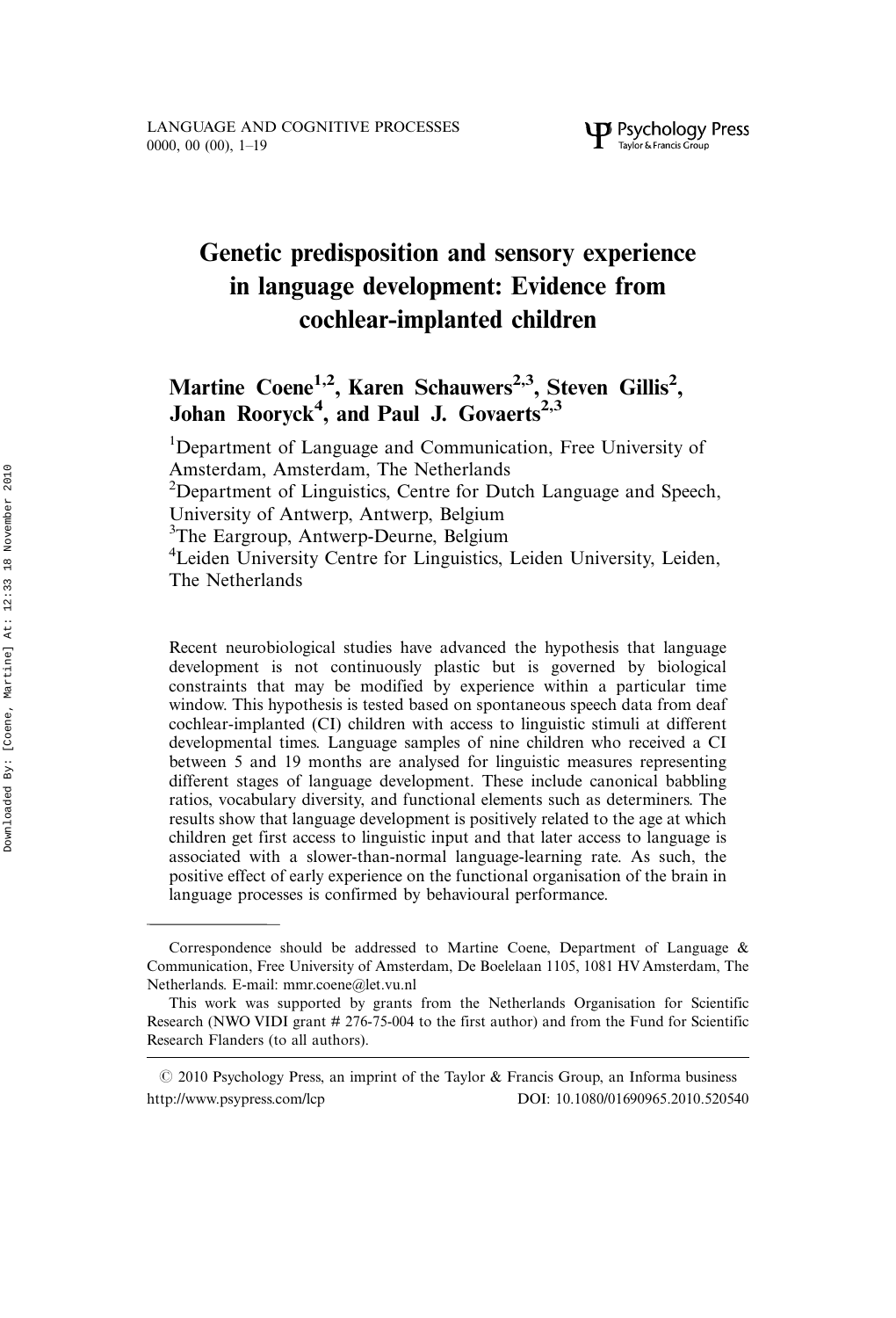# Genetic predisposition and sensory experience in language development: Evidence from cochlear-implanted children

**Martine Coene[1,2], Karen Schauwers[2,3], Steven Gillis[2], Johan Rooryck[4], and Paul J. Govaerts[2,3]**

[1]Department of Language and Communication, Free University of Amsterdam, Amsterdam, The Netherlands
[2]Department of Linguistics, Centre for Dutch Language and Speech, University of Antwerp, Antwerp, Belgium
[3]The Eargroup, Antwerp-Deurne, Belgium
[4]Leiden University Centre for Linguistics, Leiden University, Leiden, The Netherlands

Recent neurobiological studies have advanced the hypothesis that language development is not continuously plastic but is governed by biological constraints that may be modified by experience within a particular time window. This hypothesis is tested based on spontaneous speech data from deaf cochlear-implanted (CI) children with access to linguistic stimuli at different developmental times. Language samples of nine children who received a CI between 5 and 19 months are analysed for linguistic measures representing different stages of language development. These include canonical babbling ratios, vocabulary diversity, and functional elements such as determiners. The results show that language development is positively related to the age at which children get first access to linguistic input and that later access to language is associated with a slower-than-normal language-learning rate. As such, the positive effect of early experience on the functional organisation of the brain in language processes is confirmed by behavioural performance.

---

Correspondence should be addressed to Martine Coene, Department of Language & Communication, Free University of Amsterdam, De Boelelaan 1105, 1081 HV Amsterdam, The Netherlands. E-mail: mmr.coene@let.vu.nl

This work was supported by grants from the Netherlands Organisation for Scientific Research (NWO VIDI grant # 276-75-004 to the first author) and from the Fund for Scientific Research Flanders (to all authors).

© 2010 Psychology Press, an imprint of the Taylor & Francis Group, an Informa business
http://www.psypress.com/lcp DOI: 10.1080/01690965.2010.520540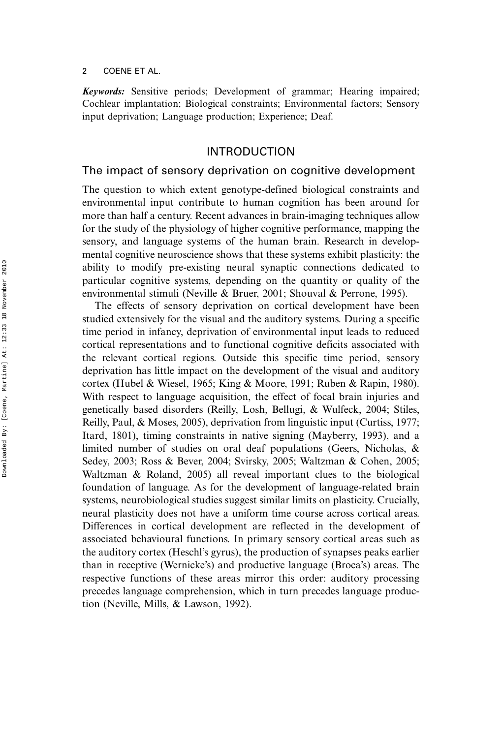**Keywords:** Sensitive periods; Development of grammar; Hearing impaired; Cochlear implantation; Biological constraints; Environmental factors; Sensory input deprivation; Language production; Experience; Deaf.

## INTRODUCTION

### The impact of sensory deprivation on cognitive development

The question to which extent genotype-defined biological constraints and environmental input contribute to human cognition has been around for more than half a century. Recent advances in brain-imaging techniques allow for the study of the physiology of higher cognitive performance, mapping the sensory, and language systems of the human brain. Research in developmental cognitive neuroscience shows that these systems exhibit plasticity: the ability to modify pre-existing neural synaptic connections dedicated to particular cognitive systems, depending on the quantity or quality of the environmental stimuli (Neville & Bruer, 2001; Shouval & Perrone, 1995).

The effects of sensory deprivation on cortical development have been studied extensively for the visual and the auditory systems. During a specific time period in infancy, deprivation of environmental input leads to reduced cortical representations and to functional cognitive deficits associated with the relevant cortical regions. Outside this specific time period, sensory deprivation has little impact on the development of the visual and auditory cortex (Hubel & Wiesel, 1965; King & Moore, 1991; Ruben & Rapin, 1980). With respect to language acquisition, the effect of focal brain injuries and genetically based disorders (Reilly, Losh, Bellugi, & Wulfeck, 2004; Stiles, Reilly, Paul, & Moses, 2005), deprivation from linguistic input (Curtiss, 1977; Itard, 1801), timing constraints in native signing (Mayberry, 1993), and a limited number of studies on oral deaf populations (Geers, Nicholas, & Sedey, 2003; Ross & Bever, 2004; Svirsky, 2005; Waltzman & Cohen, 2005; Waltzman & Roland, 2005) all reveal important clues to the biological foundation of language. As for the development of language-related brain systems, neurobiological studies suggest similar limits on plasticity. Crucially, neural plasticity does not have a uniform time course across cortical areas. Differences in cortical development are reflected in the development of associated behavioural functions. In primary sensory cortical areas such as the auditory cortex (Heschl's gyrus), the production of synapses peaks earlier than in receptive (Wernicke's) and productive language (Broca's) areas. The respective functions of these areas mirror this order: auditory processing precedes language comprehension, which in turn precedes language production (Neville, Mills, & Lawson, 1992).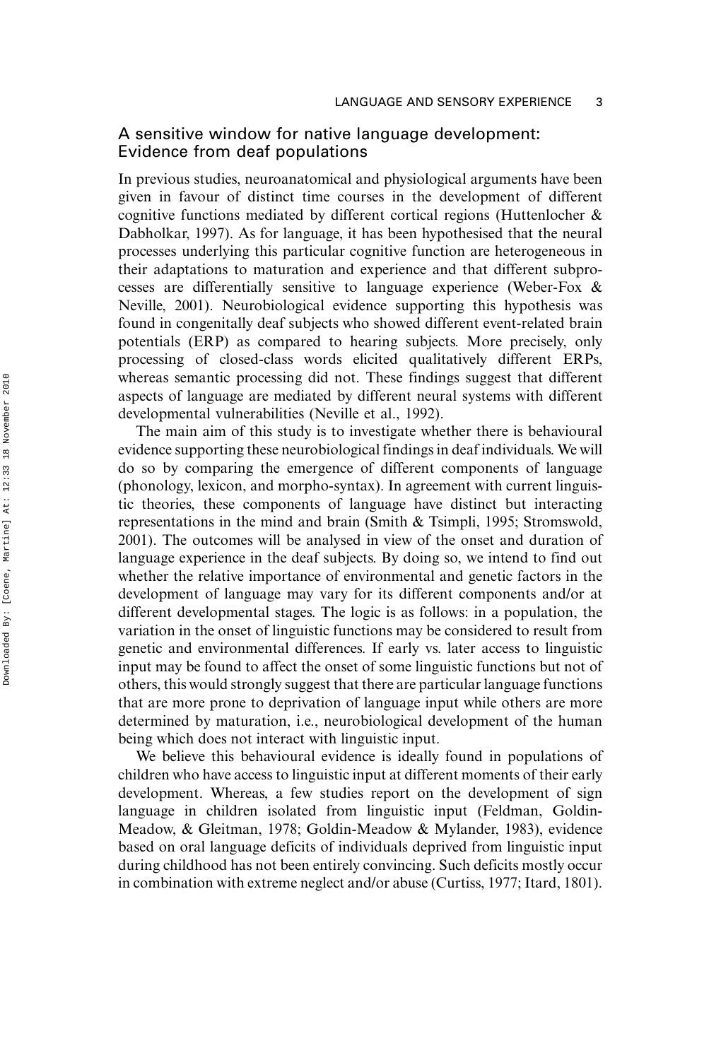## A sensitive window for native language development: Evidence from deaf populations

In previous studies, neuroanatomical and physiological arguments have been given in favour of distinct time courses in the development of different cognitive functions mediated by different cortical regions (Huttenlocher & Dabholkar, 1997). As for language, it has been hypothesised that the neural processes underlying this particular cognitive function are heterogeneous in their adaptations to maturation and experience and that different subprocesses are differentially sensitive to language experience (Weber-Fox & Neville, 2001). Neurobiological evidence supporting this hypothesis was found in congenitally deaf subjects who showed different event-related brain potentials (ERP) as compared to hearing subjects. More precisely, only processing of closed-class words elicited qualitatively different ERPs, whereas semantic processing did not. These findings suggest that different aspects of language are mediated by different neural systems with different developmental vulnerabilities (Neville et al., 1992).

The main aim of this study is to investigate whether there is behavioural evidence supporting these neurobiological findings in deaf individuals. We will do so by comparing the emergence of different components of language (phonology, lexicon, and morpho-syntax). In agreement with current linguistic theories, these components of language have distinct but interacting representations in the mind and brain (Smith & Tsimpli, 1995; Stromswold, 2001). The outcomes will be analysed in view of the onset and duration of language experience in the deaf subjects. By doing so, we intend to find out whether the relative importance of environmental and genetic factors in the development of language may vary for its different components and/or at different developmental stages. The logic is as follows: in a population, the variation in the onset of linguistic functions may be considered to result from genetic and environmental differences. If early vs. later access to linguistic input may be found to affect the onset of some linguistic functions but not of others, this would strongly suggest that there are particular language functions that are more prone to deprivation of language input while others are more determined by maturation, i.e., neurobiological development of the human being which does not interact with linguistic input.

We believe this behavioural evidence is ideally found in populations of children who have access to linguistic input at different moments of their early development. Whereas, a few studies report on the development of sign language in children isolated from linguistic input (Feldman, Goldin-Meadow, & Gleitman, 1978; Goldin-Meadow & Mylander, 1983), evidence based on oral language deficits of individuals deprived from linguistic input during childhood has not been entirely convincing. Such deficits mostly occur in combination with extreme neglect and/or abuse (Curtiss, 1977; Itard, 1801).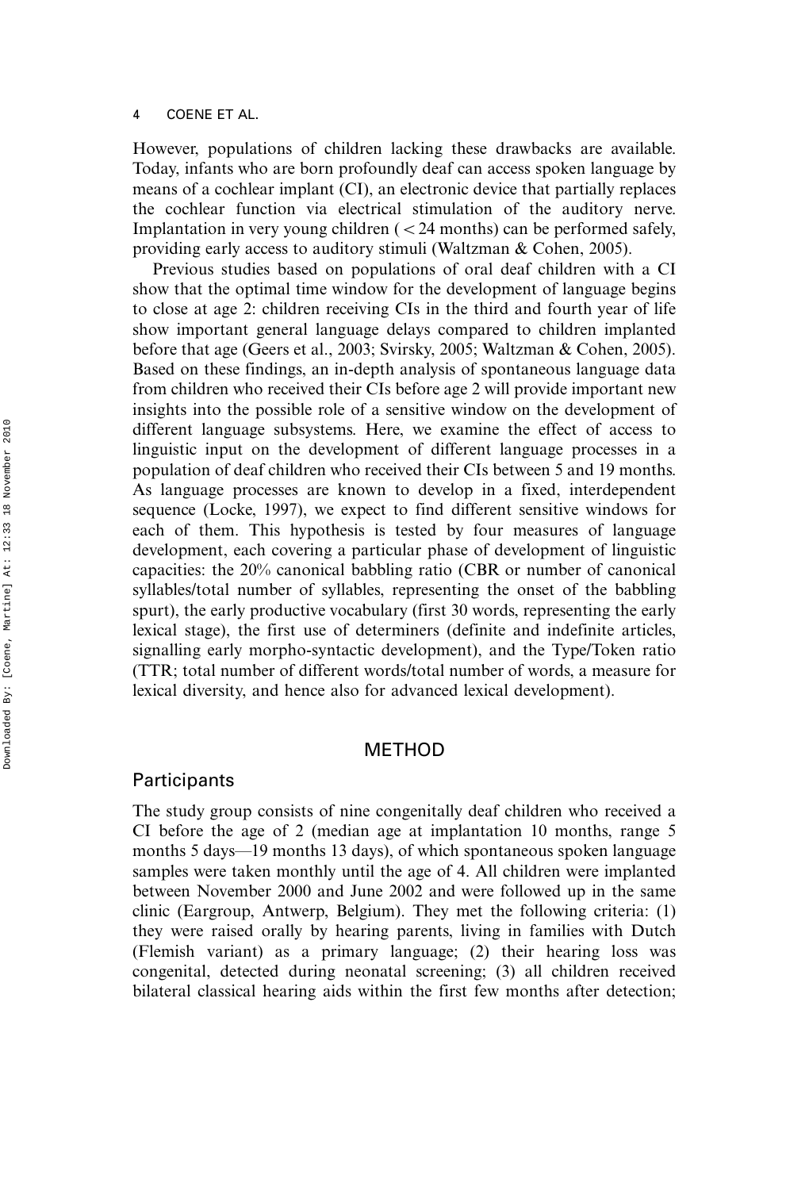However, populations of children lacking these drawbacks are available. Today, infants who are born profoundly deaf can access spoken language by means of a cochlear implant (CI), an electronic device that partially replaces the cochlear function via electrical stimulation of the auditory nerve. Implantation in very young children ($<24$ months) can be performed safely, providing early access to auditory stimuli (Waltzman & Cohen, 2005).

Previous studies based on populations of oral deaf children with a CI show that the optimal time window for the development of language begins to close at age 2: children receiving CIs in the third and fourth year of life show important general language delays compared to children implanted before that age (Geers et al., 2003; Svirsky, 2005; Waltzman & Cohen, 2005). Based on these findings, an in-depth analysis of spontaneous language data from children who received their CIs before age 2 will provide important new insights into the possible role of a sensitive window on the development of different language subsystems. Here, we examine the effect of access to linguistic input on the development of different language processes in a population of deaf children who received their CIs between 5 and 19 months. As language processes are known to develop in a fixed, interdependent sequence (Locke, 1997), we expect to find different sensitive windows for each of them. This hypothesis is tested by four measures of language development, each covering a particular phase of development of linguistic capacities: the 20% canonical babbling ratio (CBR or number of canonical syllables/total number of syllables, representing the onset of the babbling spurt), the early productive vocabulary (first 30 words, representing the early lexical stage), the first use of determiners (definite and indefinite articles, signalling early morpho-syntactic development), and the Type/Token ratio (TTR; total number of different words/total number of words, a measure for lexical diversity, and hence also for advanced lexical development).

# METHOD

## Participants

The study group consists of nine congenitally deaf children who received a CI before the age of 2 (median age at implantation 10 months, range 5 months 5 days—19 months 13 days), of which spontaneous spoken language samples were taken monthly until the age of 4. All children were implanted between November 2000 and June 2002 and were followed up in the same clinic (Eargroup, Antwerp, Belgium). They met the following criteria: (1) they were raised orally by hearing parents, living in families with Dutch (Flemish variant) as a primary language; (2) their hearing loss was congenital, detected during neonatal screening; (3) all children received bilateral classical hearing aids within the first few months after detection;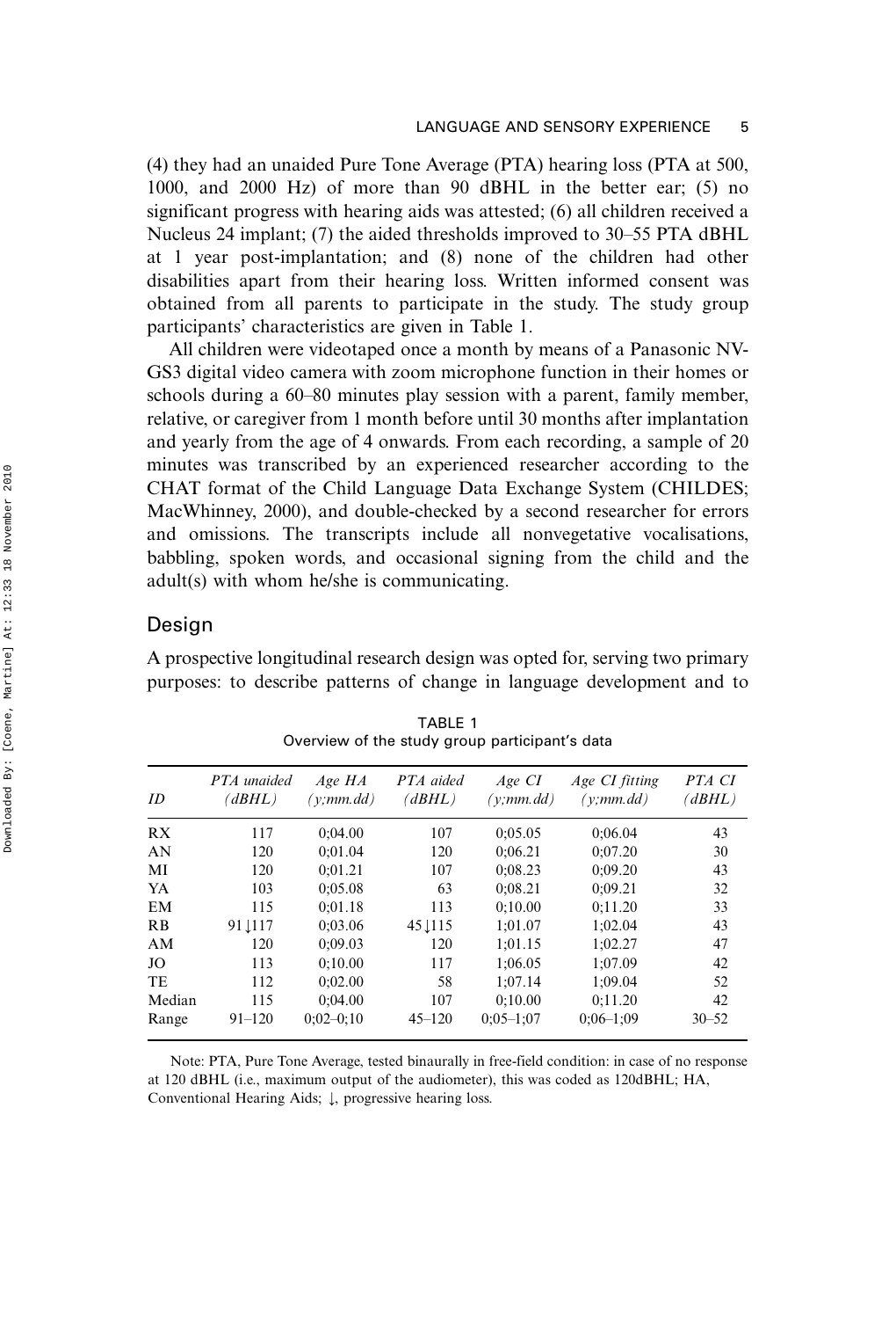(4) they had an unaided Pure Tone Average (PTA) hearing loss (PTA at 500, 1000, and 2000 Hz) of more than 90 dBHL in the better ear; (5) no significant progress with hearing aids was attested; (6) all children received a Nucleus 24 implant; (7) the aided thresholds improved to 30–55 PTA dBHL at 1 year post-implantation; and (8) none of the children had other disabilities apart from their hearing loss. Written informed consent was obtained from all parents to participate in the study. The study group participants' characteristics are given in Table 1.

All children were videotaped once a month by means of a Panasonic NV-GS3 digital video camera with zoom microphone function in their homes or schools during a 60–80 minutes play session with a parent, family member, relative, or caregiver from 1 month before until 30 months after implantation and yearly from the age of 4 onwards. From each recording, a sample of 20 minutes was transcribed by an experienced researcher according to the CHAT format of the Child Language Data Exchange System (CHILDES; MacWhinney, 2000), and double-checked by a second researcher for errors and omissions. The transcripts include all nonvegetative vocalisations, babbling, spoken words, and occasional signing from the child and the adult(s) with whom he/she is communicating.

## Design

A prospective longitudinal research design was opted for, serving two primary purposes: to describe patterns of change in language development and to

TABLE 1
Overview of the study group participant's data

| *ID* | *PTA unaided (dBHL)* | *Age HA (y;mm.dd)* | *PTA aided (dBHL)* | *Age CI (y;mm.dd)* | *Age CI fitting (y;mm.dd)* | *PTA CI (dBHL)* |
|---|---|---|---|---|---|---|
| RX | 117 | 0;04.00 | 107 | 0;05.05 | 0;06.04 | 43 |
| AN | 120 | 0;01.04 | 120 | 0;06.21 | 0;07.20 | 30 |
| MI | 120 | 0;01.21 | 107 | 0;08.23 | 0;09.20 | 43 |
| YA | 103 | 0;05.08 | 63 | 0;08.21 | 0;09.21 | 32 |
| EM | 115 | 0;01.18 | 113 | 0;10.00 | 0;11.20 | 33 |
| RB | 91↓117 | 0;03.06 | 45↓115 | 1;01.07 | 1;02.04 | 43 |
| AM | 120 | 0;09.03 | 120 | 1;01.15 | 1;02.27 | 47 |
| JO | 113 | 0;10.00 | 117 | 1;06.05 | 1;07.09 | 42 |
| TE | 112 | 0;02.00 | 58 | 1;07.14 | 1;09.04 | 52 |
| Median | 115 | 0;04.00 | 107 | 0;10.00 | 0;11.20 | 42 |
| Range | 91–120 | 0;02–0;10 | 45–120 | 0;05–1;07 | 0;06–1;09 | 30–52 |

Note: PTA, Pure Tone Average, tested binaurally in free-field condition: in case of no response at 120 dBHL (i.e., maximum output of the audiometer), this was coded as 120dBHL; HA, Conventional Hearing Aids; ↓, progressive hearing loss.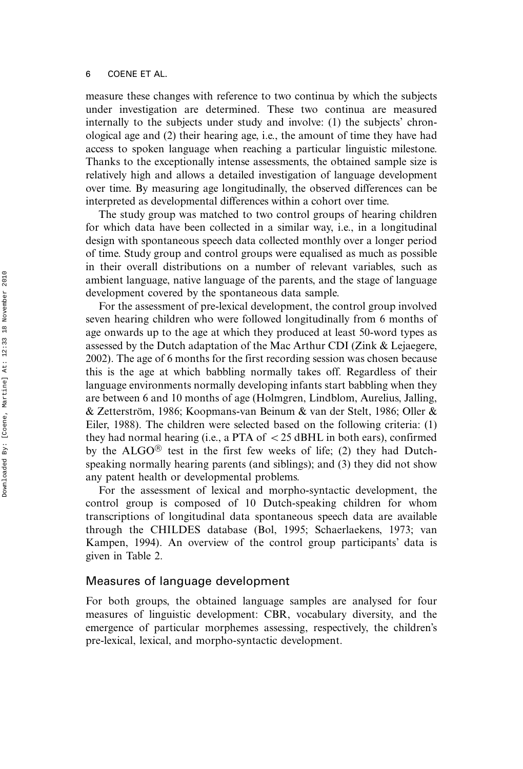measure these changes with reference to two continua by which the subjects under investigation are determined. These two continua are measured internally to the subjects under study and involve: (1) the subjects' chronological age and (2) their hearing age, i.e., the amount of time they have had access to spoken language when reaching a particular linguistic milestone. Thanks to the exceptionally intense assessments, the obtained sample size is relatively high and allows a detailed investigation of language development over time. By measuring age longitudinally, the observed differences can be interpreted as developmental differences within a cohort over time.

The study group was matched to two control groups of hearing children for which data have been collected in a similar way, i.e., in a longitudinal design with spontaneous speech data collected monthly over a longer period of time. Study group and control groups were equalised as much as possible in their overall distributions on a number of relevant variables, such as ambient language, native language of the parents, and the stage of language development covered by the spontaneous data sample.

For the assessment of pre-lexical development, the control group involved seven hearing children who were followed longitudinally from 6 months of age onwards up to the age at which they produced at least 50-word types as assessed by the Dutch adaptation of the Mac Arthur CDI (Zink & Lejaegere, 2002). The age of 6 months for the first recording session was chosen because this is the age at which babbling normally takes off. Regardless of their language environments normally developing infants start babbling when they are between 6 and 10 months of age (Holmgren, Lindblom, Aurelius, Jalling, & Zetterström, 1986; Koopmans-van Beinum & van der Stelt, 1986; Oller & Eiler, 1988). The children were selected based on the following criteria: (1) they had normal hearing (i.e., a PTA of $< 25$ dBHL in both ears), confirmed by the ALGO® test in the first few weeks of life; (2) they had Dutch-speaking normally hearing parents (and siblings); and (3) they did not show any patent health or developmental problems.

For the assessment of lexical and morpho-syntactic development, the control group is composed of 10 Dutch-speaking children for whom transcriptions of longitudinal data spontaneous speech data are available through the CHILDES database (Bol, 1995; Schaerlaekens, 1973; van Kampen, 1994). An overview of the control group participants' data is given in Table 2.

## Measures of language development

For both groups, the obtained language samples are analysed for four measures of linguistic development: CBR, vocabulary diversity, and the emergence of particular morphemes assessing, respectively, the children's pre-lexical, lexical, and morpho-syntactic development.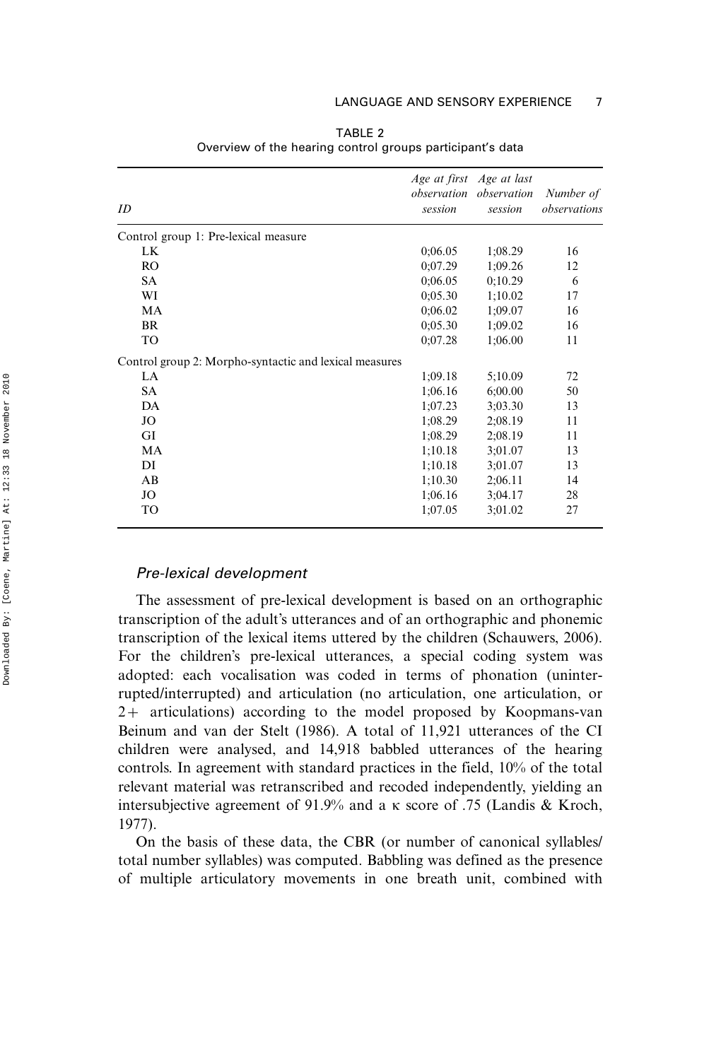TABLE 2
Overview of the hearing control groups participant's data

| *ID* | *Age at first observation session* | *Age at last observation session* | *Number of observations* |
|---|---|---|---|
| Control group 1: Pre-lexical measure | | | |
| LK | 0;06.05 | 1;08.29 | 16 |
| RO | 0;07.29 | 1;09.26 | 12 |
| SA | 0;06.05 | 0;10.29 | 6 |
| WI | 0;05.30 | 1;10.02 | 17 |
| MA | 0;06.02 | 1;09.07 | 16 |
| BR | 0;05.30 | 1;09.02 | 16 |
| TO | 0;07.28 | 1;06.00 | 11 |
| Control group 2: Morpho-syntactic and lexical measures | | | |
| LA | 1;09.18 | 5;10.09 | 72 |
| SA | 1;06.16 | 6;00.00 | 50 |
| DA | 1;07.23 | 3;03.30 | 13 |
| JO | 1;08.29 | 2;08.19 | 11 |
| GI | 1;08.29 | 2;08.19 | 11 |
| MA | 1;10.18 | 3;01.07 | 13 |
| DI | 1;10.18 | 3;01.07 | 13 |
| AB | 1;10.30 | 2;06.11 | 14 |
| JO | 1;06.16 | 3;04.17 | 28 |
| TO | 1;07.05 | 3;01.02 | 27 |

### *Pre-lexical development*

The assessment of pre-lexical development is based on an orthographic transcription of the adult's utterances and of an orthographic and phonemic transcription of the lexical items uttered by the children (Schauwers, 2006). For the children's pre-lexical utterances, a special coding system was adopted: each vocalisation was coded in terms of phonation (uninterrupted/interrupted) and articulation (no articulation, one articulation, or 2+ articulations) according to the model proposed by Koopmans-van Beinum and van der Stelt (1986). A total of 11,921 utterances of the CI children were analysed, and 14,918 babbled utterances of the hearing controls. In agreement with standard practices in the field, 10% of the total relevant material was retranscribed and recoded independently, yielding an intersubjective agreement of 91.9% and a $\kappa$ score of .75 (Landis & Kroch, 1977).

On the basis of these data, the CBR (or number of canonical syllables/total number syllables) was computed. Babbling was defined as the presence of multiple articulatory movements in one breath unit, combined with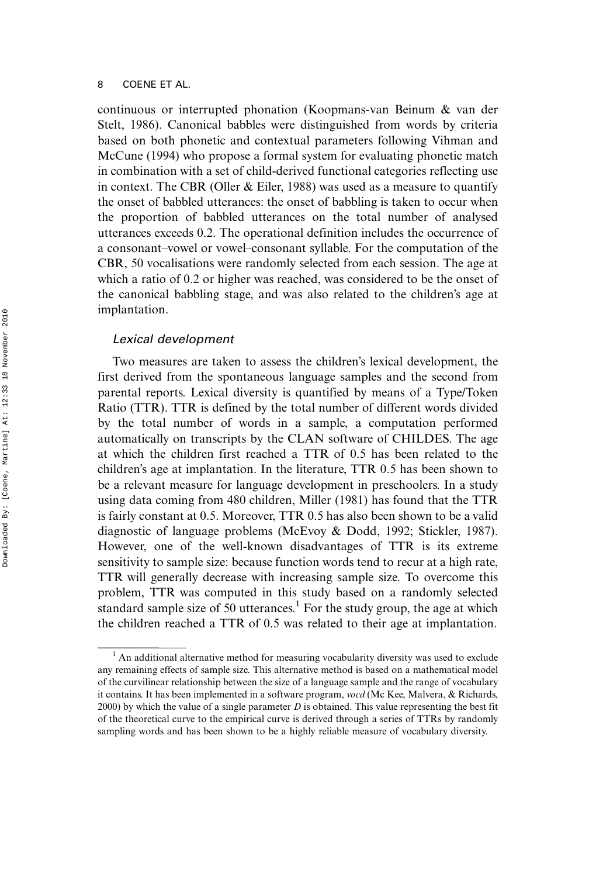continuous or interrupted phonation (Koopmans-van Beinum & van der Stelt, 1986). Canonical babbles were distinguished from words by criteria based on both phonetic and contextual parameters following Vihman and McCune (1994) who propose a formal system for evaluating phonetic match in combination with a set of child-derived functional categories reflecting use in context. The CBR (Oller & Eiler, 1988) was used as a measure to quantify the onset of babbled utterances: the onset of babbling is taken to occur when the proportion of babbled utterances on the total number of analysed utterances exceeds 0.2. The operational definition includes the occurrence of a consonant–vowel or vowel–consonant syllable. For the computation of the CBR, 50 vocalisations were randomly selected from each session. The age at which a ratio of 0.2 or higher was reached, was considered to be the onset of the canonical babbling stage, and was also related to the children's age at implantation.

### *Lexical development*

Two measures are taken to assess the children's lexical development, the first derived from the spontaneous language samples and the second from parental reports. Lexical diversity is quantified by means of a Type/Token Ratio (TTR). TTR is defined by the total number of different words divided by the total number of words in a sample, a computation performed automatically on transcripts by the CLAN software of CHILDES. The age at which the children first reached a TTR of 0.5 has been related to the children's age at implantation. In the literature, TTR 0.5 has been shown to be a relevant measure for language development in preschoolers. In a study using data coming from 480 children, Miller (1981) has found that the TTR is fairly constant at 0.5. Moreover, TTR 0.5 has also been shown to be a valid diagnostic of language problems (McEvoy & Dodd, 1992; Stickler, 1987). However, one of the well-known disadvantages of TTR is its extreme sensitivity to sample size: because function words tend to recur at a high rate, TTR will generally decrease with increasing sample size. To overcome this problem, TTR was computed in this study based on a randomly selected standard sample size of 50 utterances.[1] For the study group, the age at which the children reached a TTR of 0.5 was related to their age at implantation.

[1] An additional alternative method for measuring vocabularity diversity was used to exclude any remaining effects of sample size. This alternative method is based on a mathematical model of the curvilinear relationship between the size of a language sample and the range of vocabulary it contains. It has been implemented in a software program, *vocd* (Mc Kee, Malvera, & Richards, 2000) by which the value of a single parameter $D$ is obtained. This value representing the best fit of the theoretical curve to the empirical curve is derived through a series of TTRs by randomly sampling words and has been shown to be a highly reliable measure of vocabulary diversity.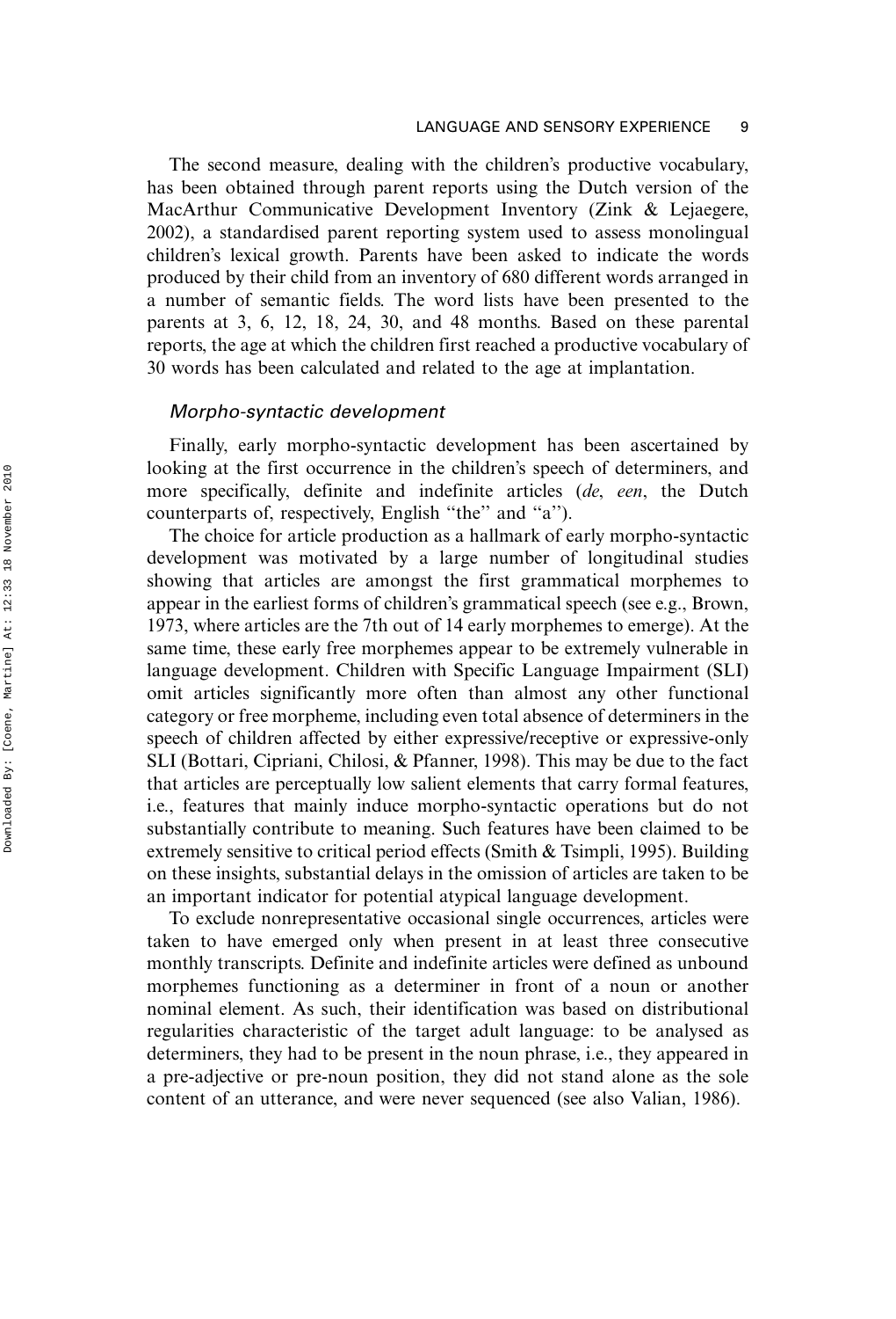The second measure, dealing with the children's productive vocabulary, has been obtained through parent reports using the Dutch version of the MacArthur Communicative Development Inventory (Zink & Lejaegere, 2002), a standardised parent reporting system used to assess monolingual children's lexical growth. Parents have been asked to indicate the words produced by their child from an inventory of 680 different words arranged in a number of semantic fields. The word lists have been presented to the parents at 3, 6, 12, 18, 24, 30, and 48 months. Based on these parental reports, the age at which the children first reached a productive vocabulary of 30 words has been calculated and related to the age at implantation.

### *Morpho-syntactic development*

Finally, early morpho-syntactic development has been ascertained by looking at the first occurrence in the children's speech of determiners, and more specifically, definite and indefinite articles (*de*, *een*, the Dutch counterparts of, respectively, English "the" and "a").

The choice for article production as a hallmark of early morpho-syntactic development was motivated by a large number of longitudinal studies showing that articles are amongst the first grammatical morphemes to appear in the earliest forms of children's grammatical speech (see e.g., Brown, 1973, where articles are the 7th out of 14 early morphemes to emerge). At the same time, these early free morphemes appear to be extremely vulnerable in language development. Children with Specific Language Impairment (SLI) omit articles significantly more often than almost any other functional category or free morpheme, including even total absence of determiners in the speech of children affected by either expressive/receptive or expressive-only SLI (Bottari, Cipriani, Chilosi, & Pfanner, 1998). This may be due to the fact that articles are perceptually low salient elements that carry formal features, i.e., features that mainly induce morpho-syntactic operations but do not substantially contribute to meaning. Such features have been claimed to be extremely sensitive to critical period effects (Smith & Tsimpli, 1995). Building on these insights, substantial delays in the omission of articles are taken to be an important indicator for potential atypical language development.

To exclude nonrepresentative occasional single occurrences, articles were taken to have emerged only when present in at least three consecutive monthly transcripts. Definite and indefinite articles were defined as unbound morphemes functioning as a determiner in front of a noun or another nominal element. As such, their identification was based on distributional regularities characteristic of the target adult language: to be analysed as determiners, they had to be present in the noun phrase, i.e., they appeared in a pre-adjective or pre-noun position, they did not stand alone as the sole content of an utterance, and were never sequenced (see also Valian, 1986).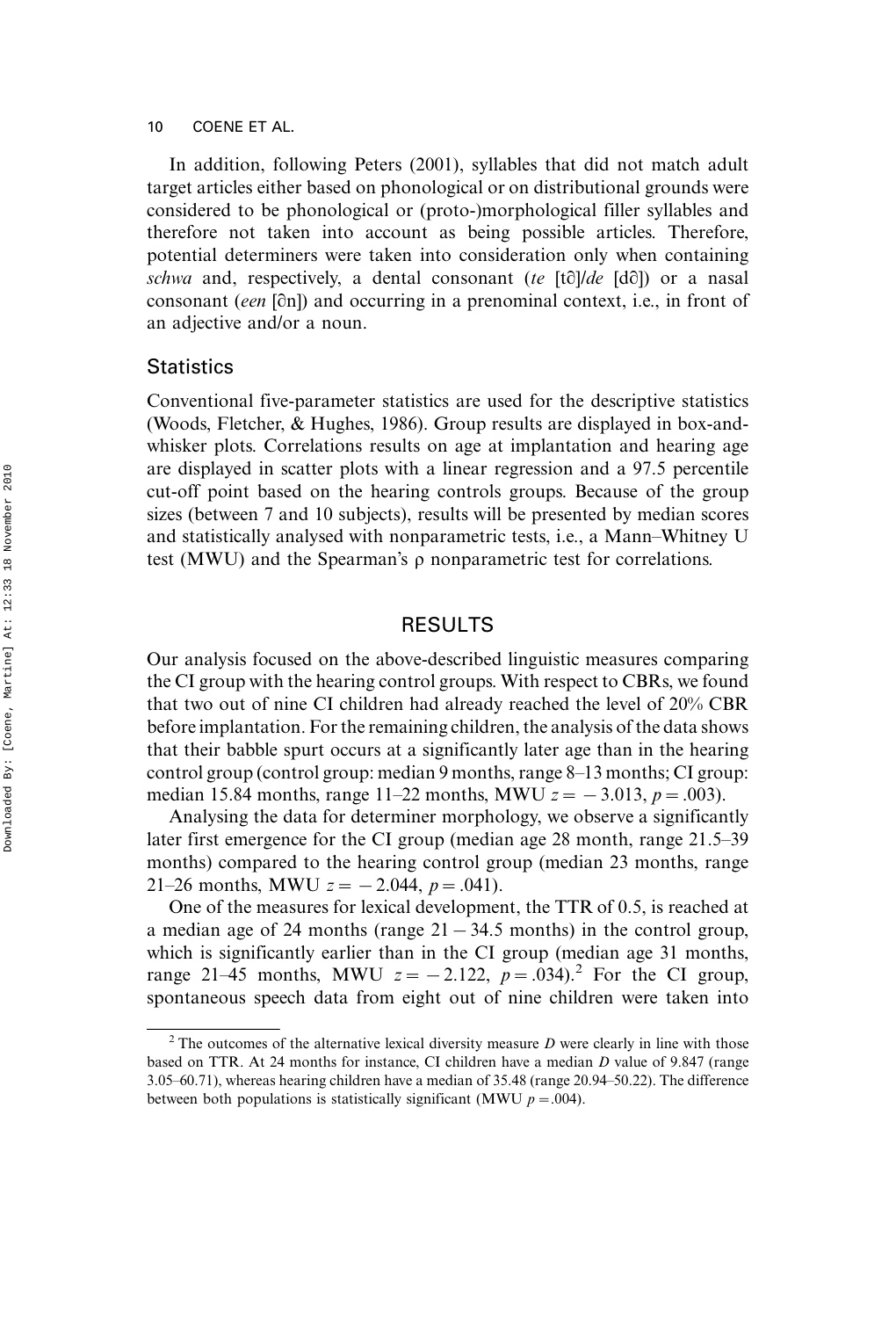In addition, following Peters (2001), syllables that did not match adult target articles either based on phonological or on distributional grounds were considered to be phonological or (proto-)morphological filler syllables and therefore not taken into account as being possible articles. Therefore, potential determiners were taken into consideration only when containing *schwa* and, respectively, a dental consonant (*te* [tə]/*de* [də]) or a nasal consonant (*een* [ən]) and occurring in a prenominal context, i.e., in front of an adjective and/or a noun.

### Statistics

Conventional five-parameter statistics are used for the descriptive statistics (Woods, Fletcher, & Hughes, 1986). Group results are displayed in box-and-whisker plots. Correlations results on age at implantation and hearing age are displayed in scatter plots with a linear regression and a 97.5 percentile cut-off point based on the hearing controls groups. Because of the group sizes (between 7 and 10 subjects), results will be presented by median scores and statistically analysed with nonparametric tests, i.e., a Mann–Whitney U test (MWU) and the Spearman's ρ nonparametric test for correlations.

## RESULTS

Our analysis focused on the above-described linguistic measures comparing the CI group with the hearing control groups. With respect to CBRs, we found that two out of nine CI children had already reached the level of 20% CBR before implantation. For the remaining children, the analysis of the data shows that their babble spurt occurs at a significantly later age than in the hearing control group (control group: median 9 months, range 8–13 months; CI group: median 15.84 months, range 11–22 months, MWU $z = -3.013$, $p = .003$).

Analysing the data for determiner morphology, we observe a significantly later first emergence for the CI group (median age 28 month, range 21.5–39 months) compared to the hearing control group (median 23 months, range 21–26 months, MWU $z = -2.044$, $p = .041$).

One of the measures for lexical development, the TTR of 0.5, is reached at a median age of 24 months (range $21 - 34.5$ months) in the control group, which is significantly earlier than in the CI group (median age 31 months, range 21–45 months, MWU $z = -2.122$, $p = .034$).[2] For the CI group, spontaneous speech data from eight out of nine children were taken into

[2] The outcomes of the alternative lexical diversity measure *D* were clearly in line with those based on TTR. At 24 months for instance, CI children have a median *D* value of 9.847 (range 3.05–60.71), whereas hearing children have a median of 35.48 (range 20.94–50.22). The difference between both populations is statistically significant (MWU $p = .004$).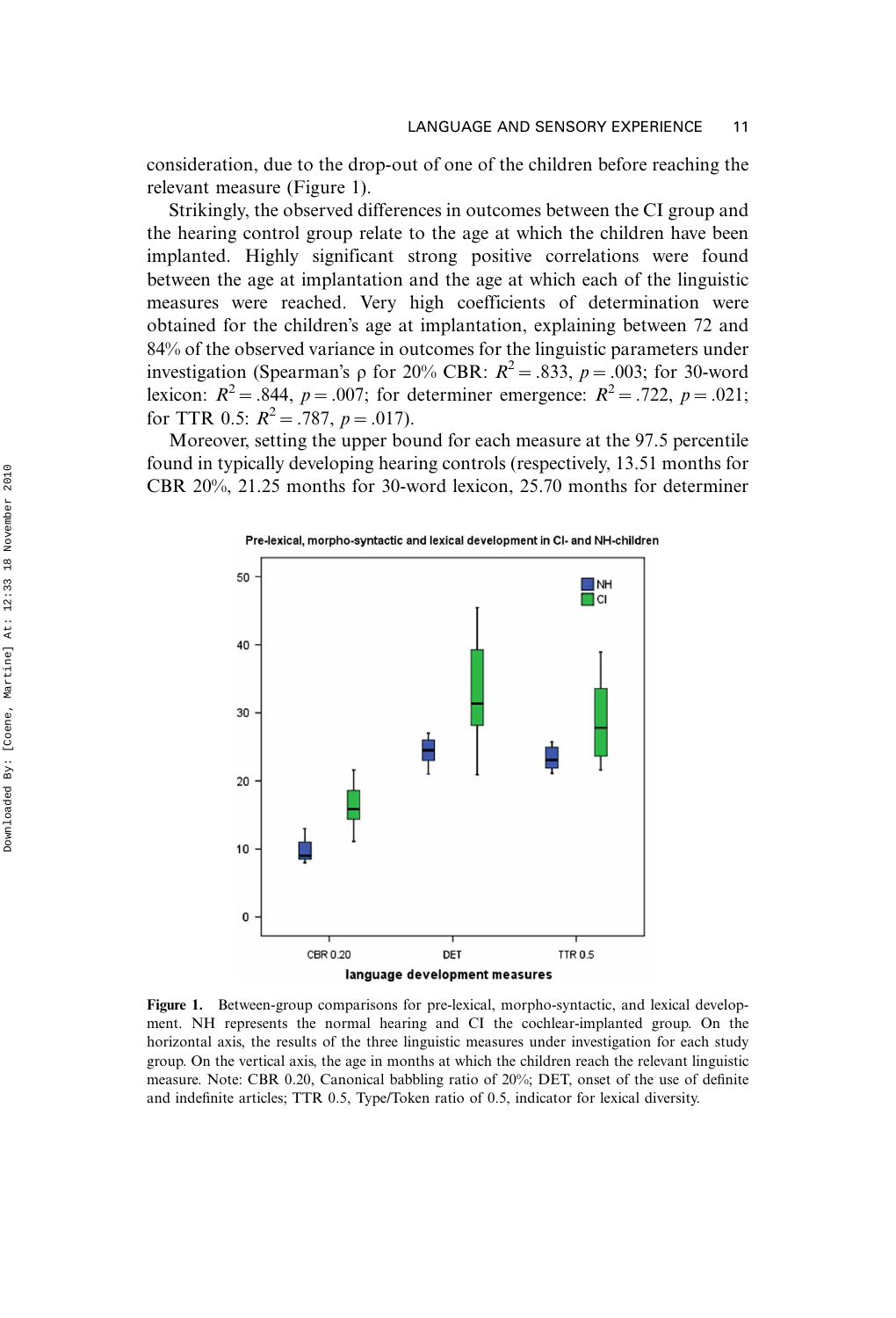consideration, due to the drop-out of one of the children before reaching the relevant measure (Figure 1).

Strikingly, the observed differences in outcomes between the CI group and the hearing control group relate to the age at which the children have been implanted. Highly significant strong positive correlations were found between the age at implantation and the age at which each of the linguistic measures were reached. Very high coefficients of determination were obtained for the children's age at implantation, explaining between 72 and 84% of the observed variance in outcomes for the linguistic parameters under investigation (Spearman's ρ for 20% CBR: $R^2 = .833$, $p = .003$; for 30-word lexicon: $R^2 = .844$, $p = .007$; for determiner emergence: $R^2 = .722$, $p = .021$; for TTR 0.5: $R^2 = .787$, $p = .017$).

Moreover, setting the upper bound for each measure at the 97.5 percentile found in typically developing hearing controls (respectively, 13.51 months for CBR 20%, 21.25 months for 30-word lexicon, 25.70 months for determiner

Pre-lexical, morpho-syntactic and lexical development in CI- and NH-children

50
40
30
20
10
0

NH
CI

CBR 0.20
DET
TTR 0.5

language development measures

**Figure 1.** Between-group comparisons for pre-lexical, morpho-syntactic, and lexical development. NH represents the normal hearing and CI the cochlear-implanted group. On the horizontal axis, the results of the three linguistic measures under investigation for each study group. On the vertical axis, the age in months at which the children reach the relevant measure. Note: CBR 0.20, Canonical babbling ratio of 20%; DET, onset of the use of definite and indefinite articles; TTR 0.5, Type/Token ratio of 0.5, indicator for lexical diversity.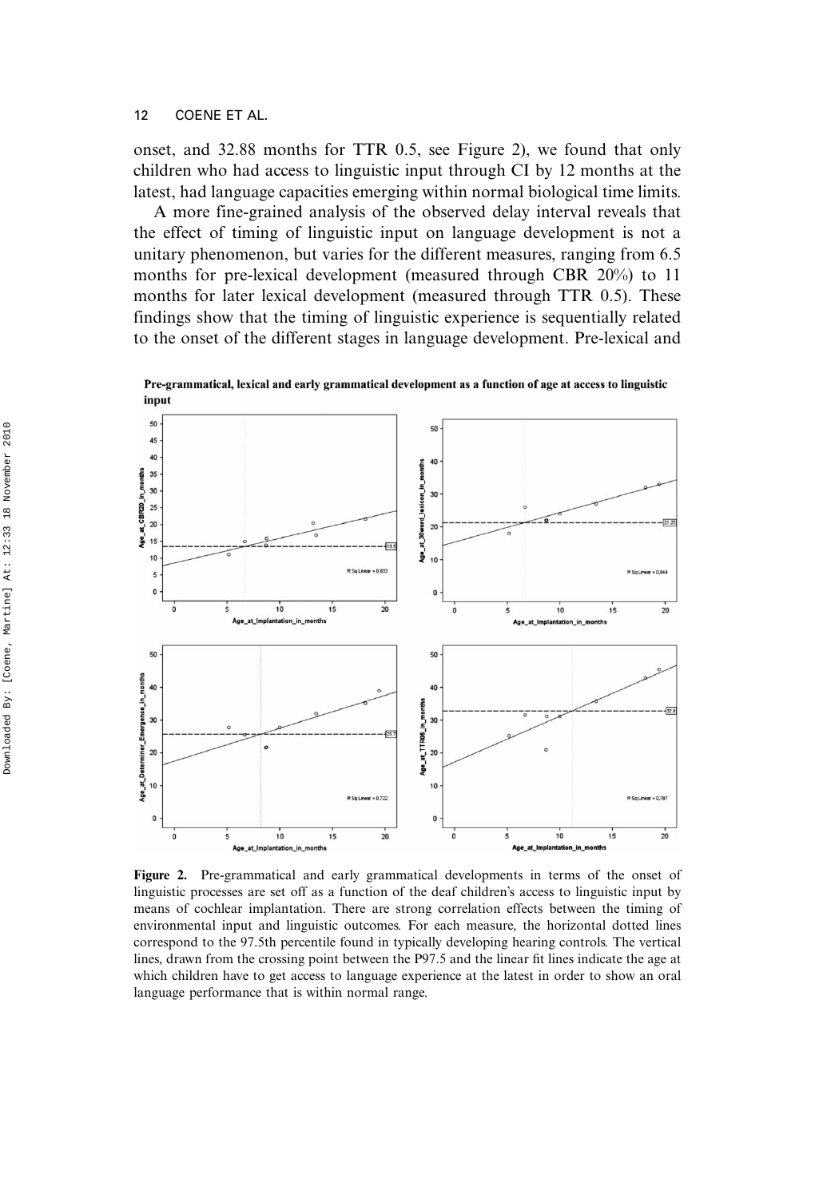onset, and 32.88 months for TTR 0.5, see Figure 2), we found that only children who had access to linguistic input through CI by 12 months at the latest, had language capacities emerging within normal biological time limits.

A more fine-grained analysis of the observed delay interval reveals that the effect of timing of linguistic input on language development is not a unitary phenomenon, but varies for the different measures, ranging from 6.5 months for pre-lexical development (measured through CBR 20%) to 11 months for later lexical development (measured through TTR 0.5). These findings show that the timing of linguistic experience is sequentially related to the onset of the different stages in language development. Pre-lexical and

Pre-grammatical, lexical and early grammatical development as a function of age at access to linguistic input

Age_at_CBR20_in_months
Age_at_Implantation_in_months
13.5
R Sq Linear = 0.833

Age_at_30word_lexicon_in_months
Age_at_Implantation_in_months
21.25
R Sq Linear = 0.844

Age_at_Determiner_Emergence_in_months
Age_at_Implantation_in_months
25.7
R Sq Linear = 0.722

Age_at_TTR05_in_months
Age_at_Implantation_in_months
32.8
R Sq Linear = 0.787

**Figure 2.** Pre-grammatical and early grammatical developments in terms of the onset of linguistic processes are set off as a function of the deaf children's access to linguistic input by means of cochlear implantation. There are strong correlation effects between the timing of environmental input and linguistic outcomes. For each measure, the horizontal dotted lines correspond to the 97.5th percentile found in typically developing hearing controls. The vertical lines, drawn from the crossing point between the P97.5 and the linear fit lines indicate the age at which children have to get access to language experience at the latest in order to show an oral language performance that is within normal range.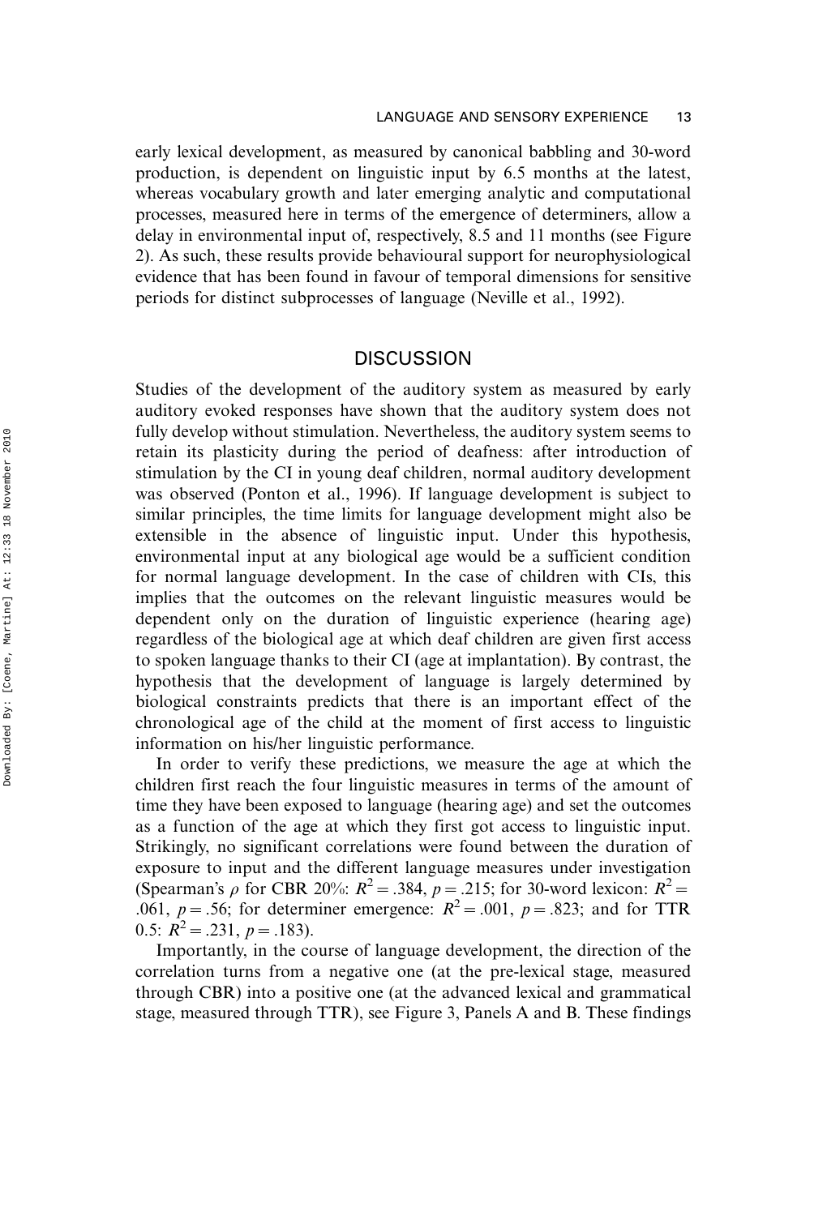early lexical development, as measured by canonical babbling and 30-word production, is dependent on linguistic input by 6.5 months at the latest, whereas vocabulary growth and later emerging analytic and computational processes, measured here in terms of the emergence of determiners, allow a delay in environmental input of, respectively, 8.5 and 11 months (see Figure 2). As such, these results provide behavioural support for neurophysiological evidence that has been found in favour of temporal dimensions for sensitive periods for distinct subprocesses of language (Neville et al., 1992).

## DISCUSSION

Studies of the development of the auditory system as measured by early auditory evoked responses have shown that the auditory system does not fully develop without stimulation. Nevertheless, the auditory system seems to retain its plasticity during the period of deafness: after introduction of stimulation by the CI in young deaf children, normal auditory development was observed (Ponton et al., 1996). If language development is subject to similar principles, the time limits for language development might also be extensible in the absence of linguistic input. Under this hypothesis, environmental input at any biological age would be a sufficient condition for normal language development. In the case of children with CIs, this implies that the outcomes on the relevant linguistic measures would be dependent only on the duration of linguistic experience (hearing age) regardless of the biological age at which deaf children are given first access to spoken language thanks to their CI (age at implantation). By contrast, the hypothesis that the development of language is largely determined by biological constraints predicts that there is an important effect of the chronological age of the child at the moment of first access to linguistic information on his/her linguistic performance.

In order to verify these predictions, we measure the age at which the children first reach the four linguistic measures in terms of the amount of time they have been exposed to language (hearing age) and set the outcomes as a function of the age at which they first got access to linguistic input. Strikingly, no significant correlations were found between the duration of exposure to input and the different language measures under investigation (Spearman's $\rho$ for CBR 20%: $R^2 = .384$, $p = .215$; for 30-word lexicon: $R^2 = .061$, $p = .56$; for determiner emergence: $R^2 = .001$, $p = .823$; and for TTR 0.5: $R^2 = .231$, $p = .183$).

Importantly, in the course of language development, the direction of the correlation turns from a negative one (at the pre-lexical stage, measured through CBR) into a positive one (at the advanced lexical and grammatical stage, measured through TTR), see Figure 3, Panels A and B. These findings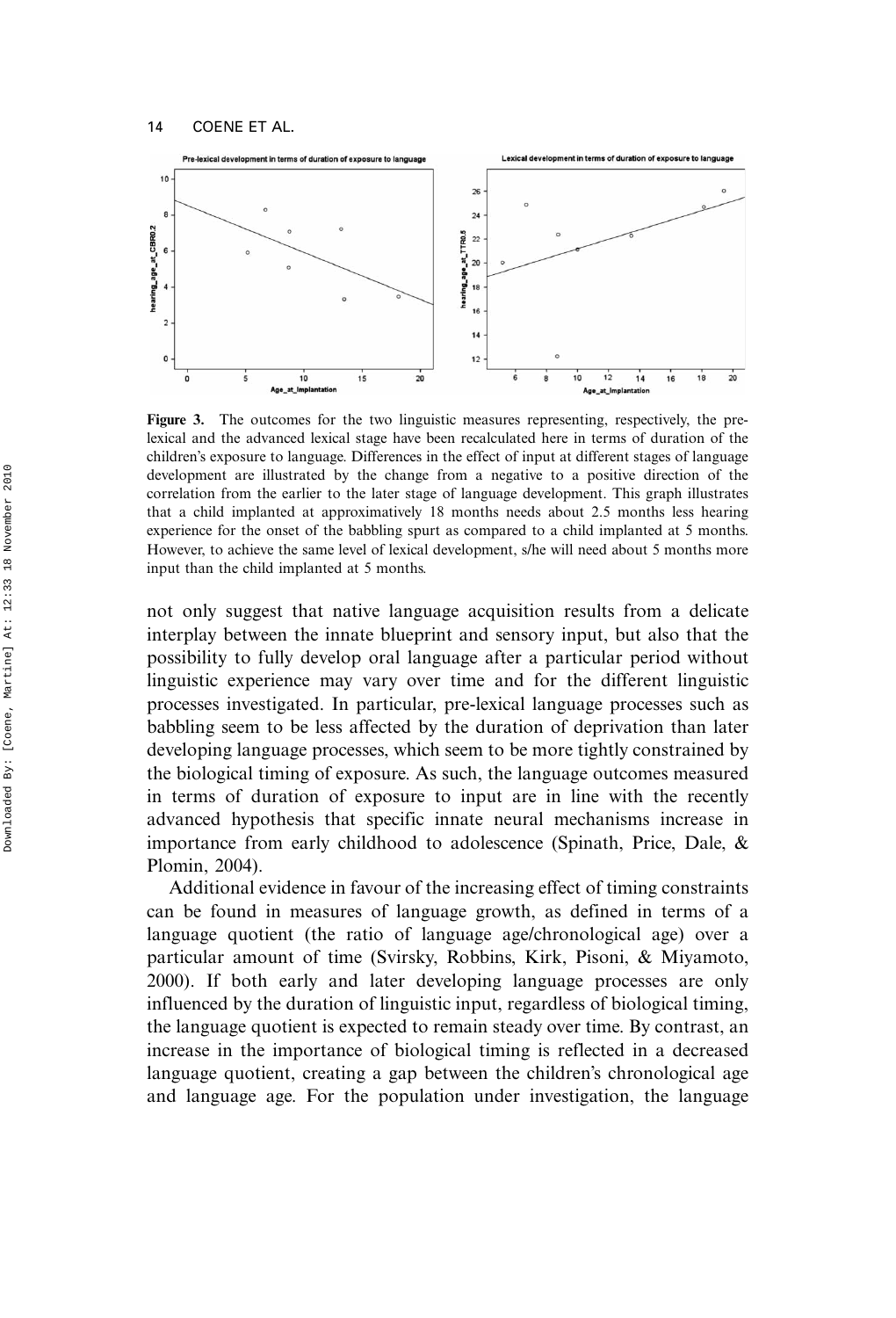Pre-lexical development in terms of duration of exposure to language

hearing_age_at_CBR0.2

10
8
6
4
2
0

0 5 10 15 20

Age_at_Implantation

Lexical development in terms of duration of exposure to language

hearing_age_at_TTR0.5

26
24
22
20
18
16
14
12

6 8 10 12 14 16 18 20

Age_at_Implantation

**Figure 3.** The outcomes for the two linguistic measures representing, respectively, the pre-lexical and the advanced lexical stage have been recalculated here in terms of duration of the children's exposure to language. Differences in the effect of input at different stages of language development are illustrated by the change from a negative to a positive direction of the correlation from the earlier to the later stage of language development. This graph illustrates that a child implanted at approximatively 18 months needs about 2.5 months less hearing experience for the onset of the babbling spurt as compared to a child implanted at 5 months. However, to achieve the same level of lexical development, s/he will need about 5 months more input than the child implanted at 5 months.

not only suggest that native language acquisition results from a delicate interplay between the innate blueprint and sensory input, but also that the possibility to fully develop oral language after a particular period without linguistic experience may vary over time and for the different linguistic processes investigated. In particular, pre-lexical language processes such as babbling seem to be less affected by the duration of deprivation than later developing language processes, which seem to be more tightly constrained by the biological timing of exposure. As such, the language outcomes measured in terms of duration of exposure to input are in line with the recently advanced hypothesis that specific innate neural mechanisms increase in importance from early childhood to adolescence (Spinath, Price, Dale, & Plomin, 2004).

Additional evidence in favour of the increasing effect of timing constraints can be found in measures of language growth, as defined in terms of a language quotient (the ratio of language age/chronological age) over a particular amount of time (Svirsky, Robbins, Kirk, Pisoni, & Miyamoto, 2000). If both early and later developing language processes are only influenced by the duration of linguistic input, regardless of biological timing, the language quotient is expected to remain steady over time. By contrast, an increase in the importance of biological timing is reflected in a decreased language quotient, creating a gap between the children's chronological age and language age. For the population under investigation, the language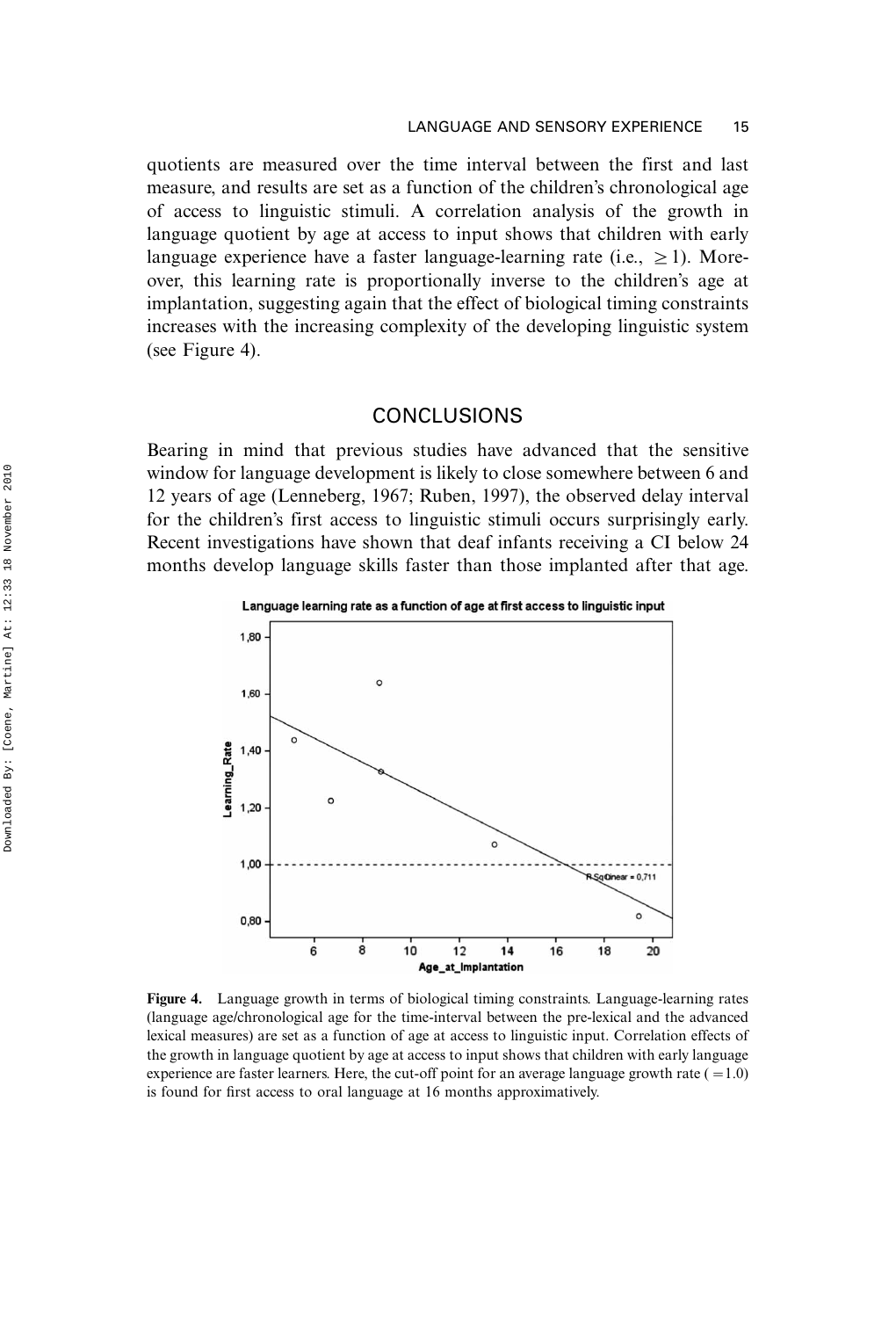quotients are measured over the time interval between the first and last measure, and results are set as a function of the children's chronological age of access to linguistic stimuli. A correlation analysis of the growth in language quotient by age at access to input shows that children with early language experience have a faster language-learning rate (i.e., $\geq 1$). Moreover, this learning rate is proportionally inverse to the children's age at implantation, suggesting again that the effect of biological timing constraints increases with the increasing complexity of the developing linguistic system (see Figure 4).

## CONCLUSIONS

Bearing in mind that previous studies have advanced that the sensitive window for language development is likely to close somewhere between 6 and 12 years of age (Lenneberg, 1967; Ruben, 1997), the observed delay interval for the children's first access to linguistic stimuli occurs surprisingly early. Recent investigations have shown that deaf infants receiving a CI below 24 months develop language skills faster than those implanted after that age.

**Figure 4.** Language growth in terms of biological timing constraints. Language-learning rates (language age/chronological age for the time-interval between the pre-lexical and the advanced lexical measures) are set as a function of age at access to linguistic input. Correlation effects of the growth in language quotient by age at access to input shows that children with early language experience are faster learners. Here, the cut-off point for an average language growth rate ($= 1.0$) is found for first access to oral language at 16 months approximatively.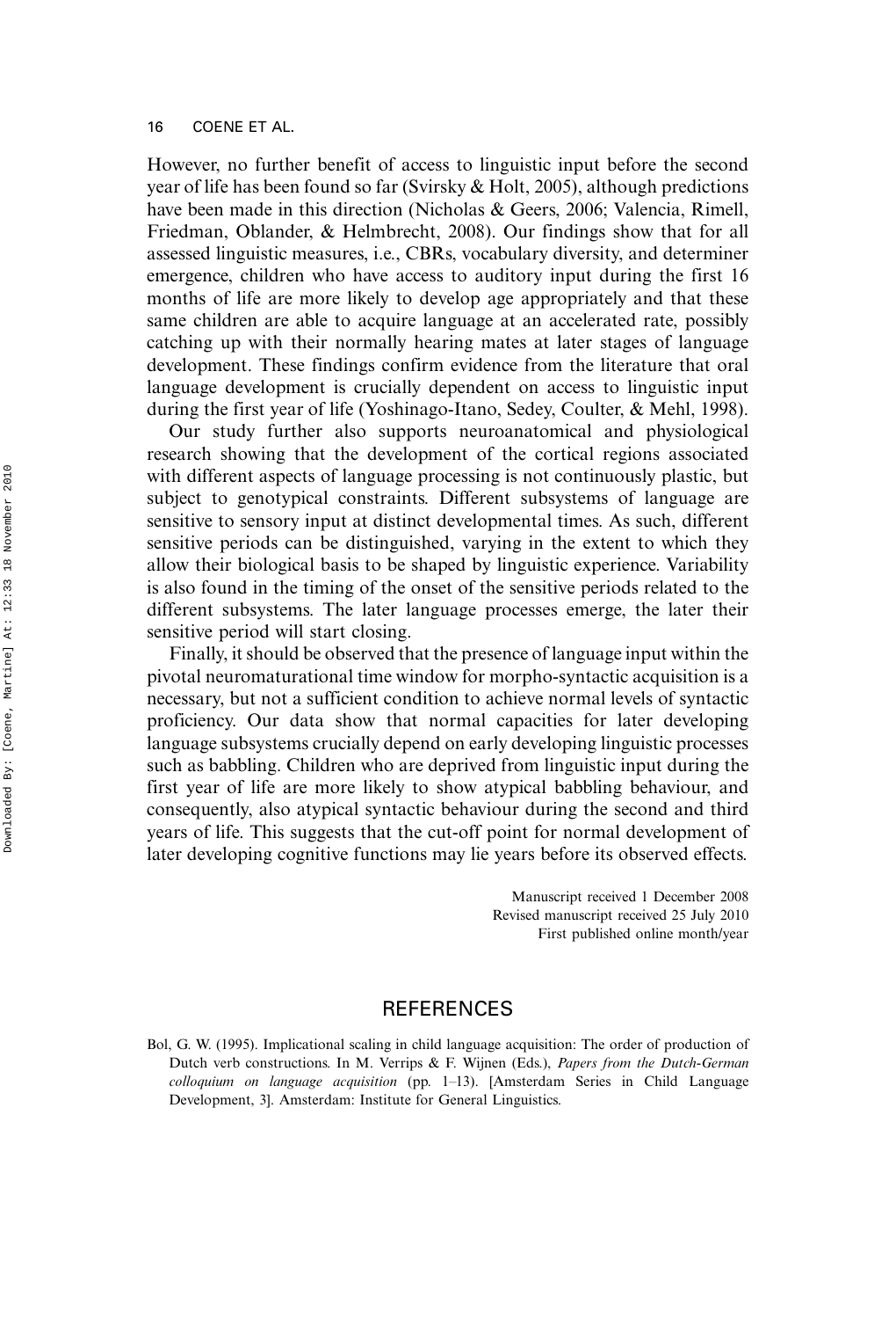However, no further benefit of access to linguistic input before the second year of life has been found so far (Svirsky & Holt, 2005), although predictions have been made in this direction (Nicholas & Geers, 2006; Valencia, Rimell, Friedman, Oblander, & Helmbrecht, 2008). Our findings show that for all assessed linguistic measures, i.e., CBRs, vocabulary diversity, and determiner emergence, children who have access to auditory input during the first 16 months of life are more likely to develop age appropriately and that these same children are able to acquire language at an accelerated rate, possibly catching up with their normally hearing mates at later stages of language development. These findings confirm evidence from the literature that oral language development is crucially dependent on access to linguistic input during the first year of life (Yoshinago-Itano, Sedey, Coulter, & Mehl, 1998).

Our study further also supports neuroanatomical and physiological research showing that the development of the cortical regions associated with different aspects of language processing is not continuously plastic, but subject to genotypical constraints. Different subsystems of language are sensitive to sensory input at distinct developmental times. As such, different sensitive periods can be distinguished, varying in the extent to which they allow their biological basis to be shaped by linguistic experience. Variability is also found in the timing of the onset of the sensitive periods related to the different subsystems. The later language processes emerge, the later their sensitive period will start closing.

Finally, it should be observed that the presence of language input within the pivotal neuromaturational time window for morpho-syntactic acquisition is a necessary, but not a sufficient condition to achieve normal levels of syntactic proficiency. Our data show that normal capacities for later developing language subsystems crucially depend on early developing linguistic processes such as babbling. Children who are deprived from linguistic input during the first year of life are more likely to show atypical babbling behaviour, and consequently, also atypical syntactic behaviour during the second and third years of life. This suggests that the cut-off point for normal development of later developing cognitive functions may lie years before its observed effects.

Manuscript received 1 December 2008
Revised manuscript received 25 July 2010
First published online month/year

## REFERENCES

Bol, G. W. (1995). Implicational scaling in child language acquisition: The order of production of Dutch verb constructions. In M. Verrips & F. Wijnen (Eds.), *Papers from the Dutch-German colloquium on language acquisition* (pp. 1–13). [Amsterdam Series in Child Language Development, 3]. Amsterdam: Institute for General Linguistics.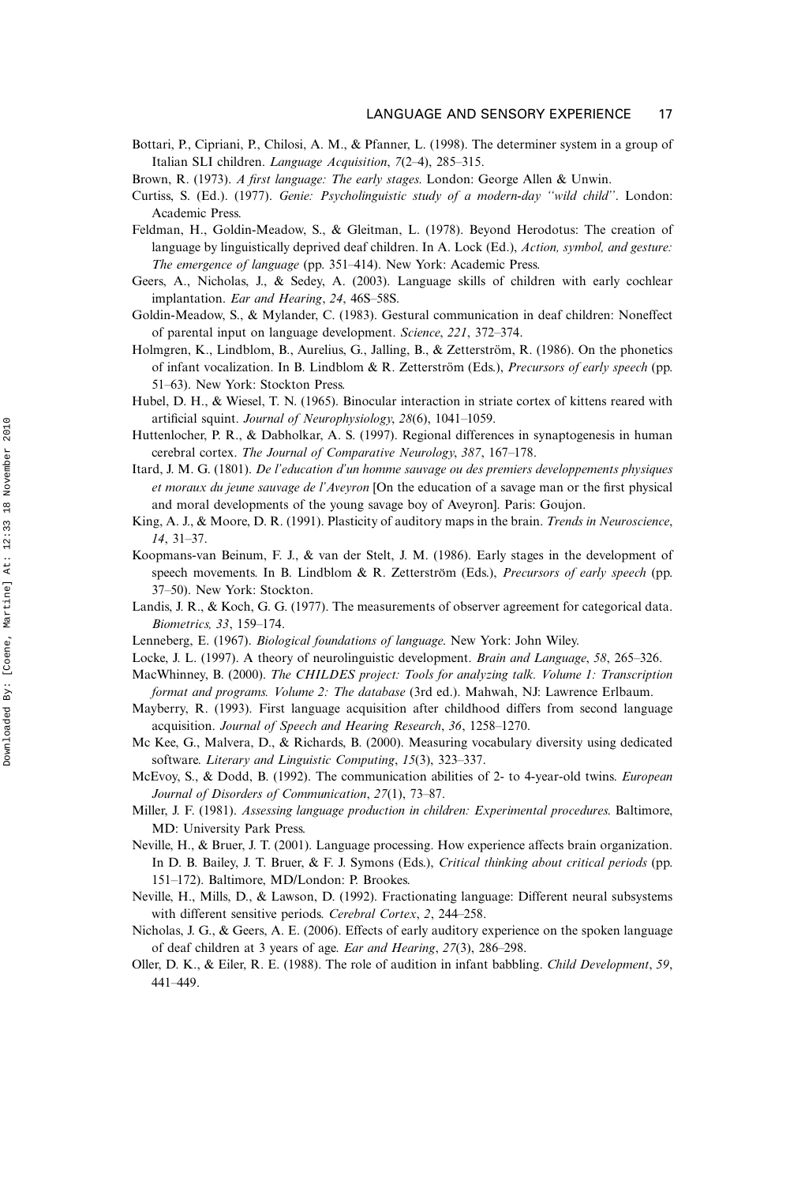Bottari, P., Cipriani, P., Chilosi, A. M., & Pfanner, L. (1998). The determiner system in a group of Italian SLI children. *Language Acquisition*, *7*(2–4), 285–315.

Brown, R. (1973). *A first language: The early stages.* London: George Allen & Unwin.

Curtiss, S. (Ed.). (1977). *Genie: Psycholinguistic study of a modern-day ''wild child''*. London: Academic Press.

Feldman, H., Goldin-Meadow, S., & Gleitman, L. (1978). Beyond Herodotus: The creation of language by linguistically deprived deaf children. In A. Lock (Ed.), *Action, symbol, and gesture: The emergence of language* (pp. 351–414). New York: Academic Press.

Geers, A., Nicholas, J., & Sedey, A. (2003). Language skills of children with early cochlear implantation. *Ear and Hearing*, *24*, 46S–58S.

Goldin-Meadow, S., & Mylander, C. (1983). Gestural communication in deaf children: Noneffect of parental input on language development. *Science*, *221*, 372–374.

Holmgren, K., Lindblom, B., Aurelius, G., Jalling, B., & Zetterström, R. (1986). On the phonetics of infant vocalization. In B. Lindblom & R. Zetterström (Eds.), *Precursors of early speech* (pp. 51–63). New York: Stockton Press.

Hubel, D. H., & Wiesel, T. N. (1965). Binocular interaction in striate cortex of kittens reared with artificial squint. *Journal of Neurophysiology*, *28*(6), 1041–1059.

Huttenlocher, P. R., & Dabholkar, A. S. (1997). Regional differences in synaptogenesis in human cerebral cortex. *The Journal of Comparative Neurology*, *387*, 167–178.

Itard, J. M. G. (1801). *De l'education d'un homme sauvage ou des premiers developpements physiques et moraux du jeune sauvage de l'Aveyron* [On the education of a savage man or the first physical and moral developments of the young savage boy of Aveyron]. Paris: Goujon.

King, A. J., & Moore, D. R. (1991). Plasticity of auditory maps in the brain. *Trends in Neuroscience*, *14*, 31–37.

Koopmans-van Beinum, F. J., & van der Stelt, J. M. (1986). Early stages in the development of speech movements. In B. Lindblom & R. Zetterström (Eds.), *Precursors of early speech* (pp. 37–50). New York: Stockton.

Landis, J. R., & Koch, G. G. (1977). The measurements of observer agreement for categorical data. *Biometrics, 33*, 159–174.

Lenneberg, E. (1967). *Biological foundations of language*. New York: John Wiley.

Locke, J. L. (1997). A theory of neurolinguistic development. *Brain and Language*, *58*, 265–326.

MacWhinney, B. (2000). *The CHILDES project: Tools for analyzing talk. Volume 1: Transcription format and programs. Volume 2: The database* (3rd ed.). Mahwah, NJ: Lawrence Erlbaum.

Mayberry, R. (1993). First language acquisition after childhood differs from second language acquisition. *Journal of Speech and Hearing Research*, *36*, 1258–1270.

Mc Kee, G., Malvera, D., & Richards, B. (2000). Measuring vocabulary diversity using dedicated software. *Literary and Linguistic Computing*, *15*(3), 323–337.

McEvoy, S., & Dodd, B. (1992). The communication abilities of 2- to 4-year-old twins. *European Journal of Disorders of Communication*, *27*(1), 73–87.

Miller, J. F. (1981). *Assessing language production in children: Experimental procedures*. Baltimore, MD: University Park Press.

Neville, H., & Bruer, J. T. (2001). Language processing. How experience affects brain organization. In D. B. Bailey, J. T. Bruer, & F. J. Symons (Eds.), *Critical thinking about critical periods* (pp. 151–172). Baltimore, MD/London: P. Brookes.

Neville, H., Mills, D., & Lawson, D. (1992). Fractionating language: Different neural subsystems with different sensitive periods. *Cerebral Cortex*, *2*, 244–258.

Nicholas, J. G., & Geers, A. E. (2006). Effects of early auditory experience on the spoken language of deaf children at 3 years of age. *Ear and Hearing*, *27*(3), 286–298.

Oller, D. K., & Eiler, R. E. (1988). The role of audition in infant babbling. *Child Development*, *59*, 441–449.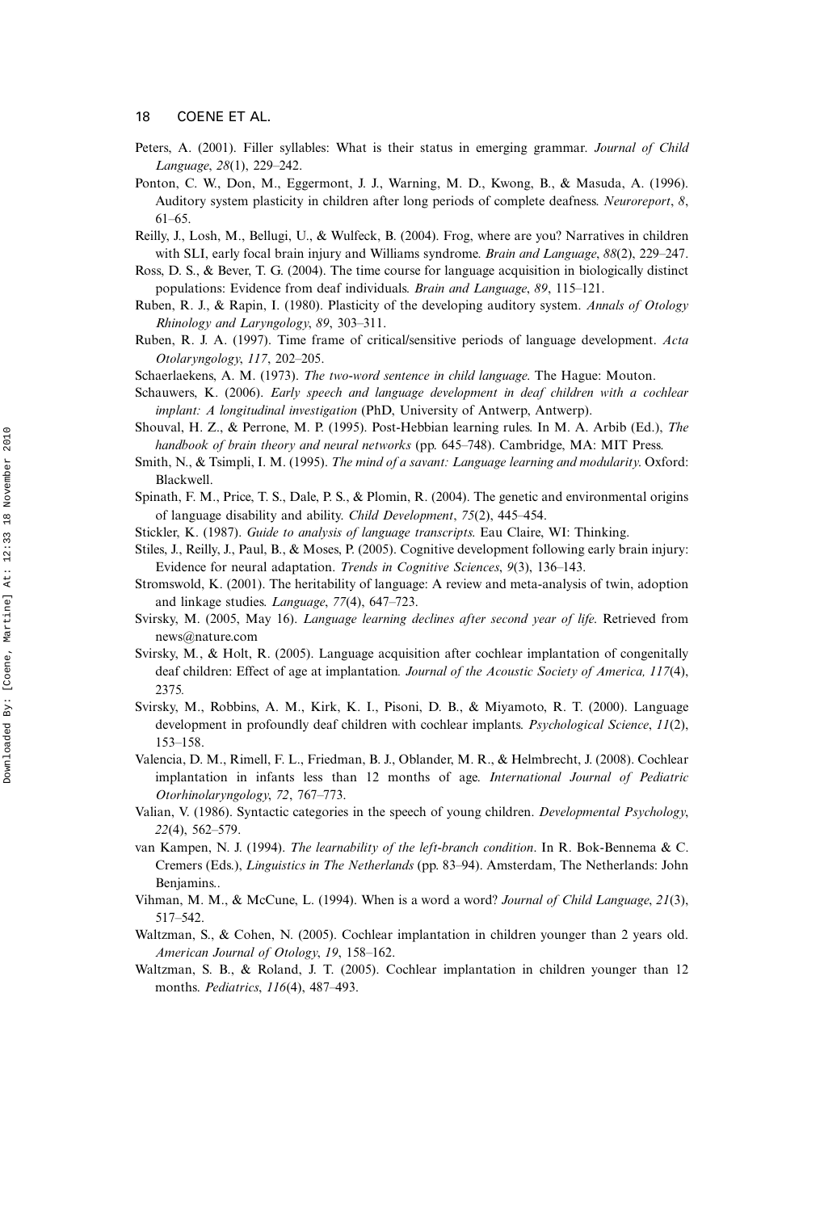Peters, A. (2001). Filler syllables: What is their status in emerging grammar. *Journal of Child Language*, *28*(1), 229–242.

Ponton, C. W., Don, M., Eggermont, J. J., Warning, M. D., Kwong, B., & Masuda, A. (1996). Auditory system plasticity in children after long periods of complete deafness. *Neuroreport*, *8*, 61–65.

Reilly, J., Losh, M., Bellugi, U., & Wulfeck, B. (2004). Frog, where are you? Narratives in children with SLI, early focal brain injury and Williams syndrome. *Brain and Language*, *88*(2), 229–247.

Ross, D. S., & Bever, T. G. (2004). The time course for language acquisition in biologically distinct populations: Evidence from deaf individuals. *Brain and Language*, *89*, 115–121.

Ruben, R. J., & Rapin, I. (1980). Plasticity of the developing auditory system. *Annals of Otology Rhinology and Laryngology*, *89*, 303–311.

Ruben, R. J. A. (1997). Time frame of critical/sensitive periods of language development. *Acta Otolaryngology*, *117*, 202–205.

Schaerlaekens, A. M. (1973). *The two-word sentence in child language*. The Hague: Mouton.

Schauwers, K. (2006). *Early speech and language development in deaf children with a cochlear implant: A longitudinal investigation* (PhD, University of Antwerp, Antwerp).

Shouval, H. Z., & Perrone, M. P. (1995). Post-Hebbian learning rules. In M. A. Arbib (Ed.), *The handbook of brain theory and neural networks* (pp. 645–748). Cambridge, MA: MIT Press.

Smith, N., & Tsimpli, I. M. (1995). *The mind of a savant: Language learning and modularity*. Oxford: Blackwell.

Spinath, F. M., Price, T. S., Dale, P. S., & Plomin, R. (2004). The genetic and environmental origins of language disability and ability. *Child Development*, *75*(2), 445–454.

Stickler, K. (1987). *Guide to analysis of language transcripts*. Eau Claire, WI: Thinking.

Stiles, J., Reilly, J., Paul, B., & Moses, P. (2005). Cognitive development following early brain injury: Evidence for neural adaptation. *Trends in Cognitive Sciences*, *9*(3), 136–143.

Stromswold, K. (2001). The heritability of language: A review and meta-analysis of twin, adoption and linkage studies. *Language*, *77*(4), 647–723.

Svirsky, M. (2005, May 16). *Language learning declines after second year of life*. Retrieved from news@nature.com

Svirsky, M., & Holt, R. (2005). Language acquisition after cochlear implantation of congenitally deaf children: Effect of age at implantation. *Journal of the Acoustic Society of America, 117*(4), 2375.

Svirsky, M., Robbins, A. M., Kirk, K. I., Pisoni, D. B., & Miyamoto, R. T. (2000). Language development in profoundly deaf children with cochlear implants. *Psychological Science*, *11*(2), 153–158.

Valencia, D. M., Rimell, F. L., Friedman, B. J., Oblander, M. R., & Helmbrecht, J. (2008). Cochlear implantation in infants less than 12 months of age. *International Journal of Pediatric Otorhinolaryngology*, *72*, 767–773.

Valian, V. (1986). Syntactic categories in the speech of young children. *Developmental Psychology*, *22*(4), 562–579.

van Kampen, N. J. (1994). *The learnability of the left-branch condition*. In R. Bok-Bennema & C. Cremers (Eds.), *Linguistics in The Netherlands* (pp. 83–94). Amsterdam, The Netherlands: John Benjamins..

Vihman, M. M., & McCune, L. (1994). When is a word a word? *Journal of Child Language*, *21*(3), 517–542.

Waltzman, S., & Cohen, N. (2005). Cochlear implantation in children younger than 2 years old. *American Journal of Otology*, *19*, 158–162.

Waltzman, S. B., & Roland, J. T. (2005). Cochlear implantation in children younger than 12 months. *Pediatrics*, *116*(4), 487–493.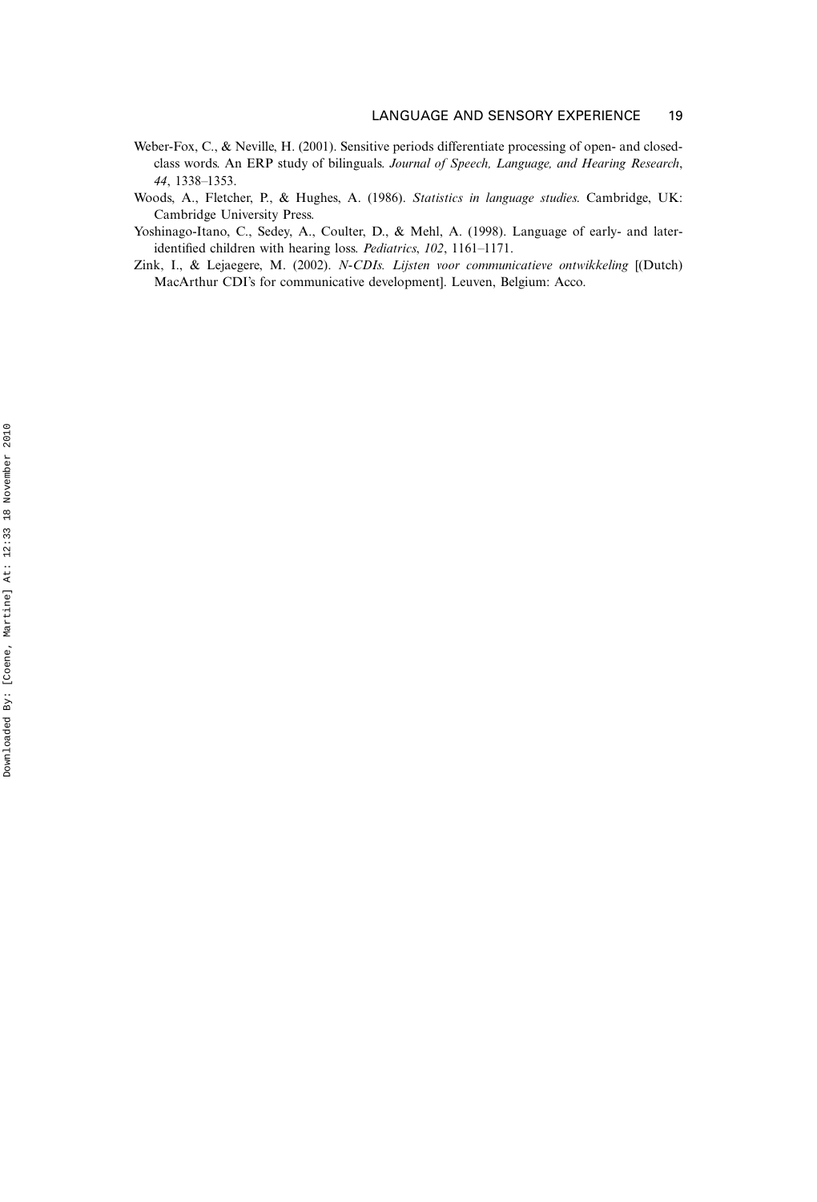Weber-Fox, C., & Neville, H. (2001). Sensitive periods differentiate processing of open- and closed-class words. An ERP study of bilinguals. *Journal of Speech, Language, and Hearing Research*, *44*, 1338–1353.

Woods, A., Fletcher, P., & Hughes, A. (1986). *Statistics in language studies*. Cambridge, UK: Cambridge University Press.

Yoshinago-Itano, C., Sedey, A., Coulter, D., & Mehl, A. (1998). Language of early- and later-identified children with hearing loss. *Pediatrics*, *102*, 1161–1171.

Zink, I., & Lejaegere, M. (2002). *N-CDIs. Lijsten voor communicatieve ontwikkeling* [(Dutch) MacArthur CDI's for communicative development]. Leuven, Belgium: Acco.